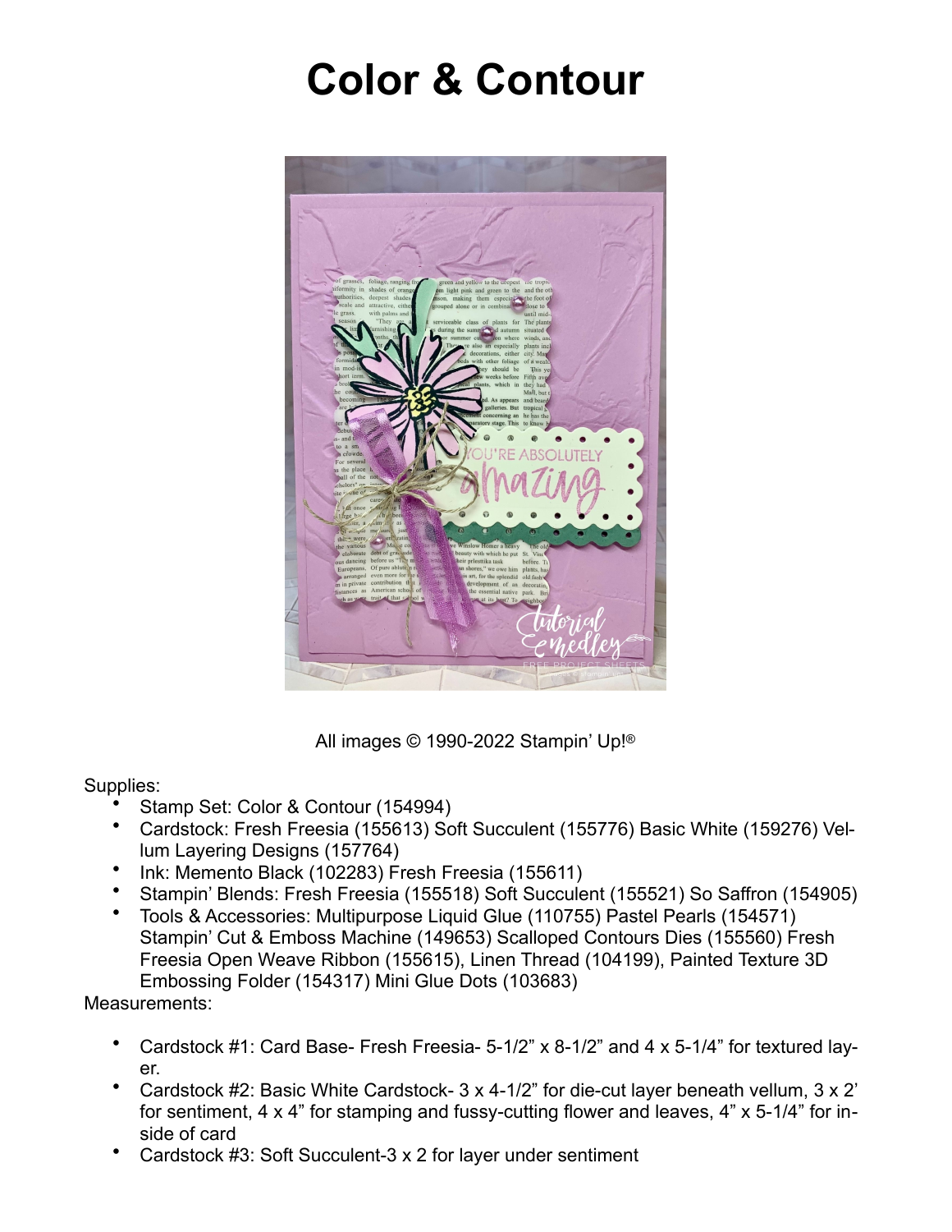# Color & Contour

All images © 1990-2022 Stampin' Up!®

Supplies:

- Stamp Set: Color & Contour (154994)
- Cardstock: Fresh Freesia (155613) Soft Succulent (155776) Basic White (159276) Vellum Layering Designs (157764)
- Ink: Memento Black (102283) Fresh Freesia (155611)
- Stampin' Blends: Fresh Freesia (155518) Soft Succulent (155521) So Saffron (154905)
- Tools & Accessories: Multipurpose Liquid Glue (110755) Pastel Pearls (154571) Stampin' Cut & Emboss Machine (149653) Scalloped Contours Dies (155560) Fresh Freesia Open Weave Ribbon (155615), Linen Thread (104199), Painted Texture 3D Embossing Folder (154317) Mini Glue Dots (103683)

Measurements:

- Cardstock #1: Card Base- Fresh Freesia- 5-1/2" x 8-1/2" and 4 x 5-1/4" for textured layer.
- Cardstock #2: Basic White Cardstock- 3 x 4-1/2" for die-cut layer beneath vellum, 3 x 2' for sentiment, 4 x 4" for stamping and fussy-cutting flower and leaves, 4" x 5-1/4" for inside of card
- Cardstock #3: Soft Succulent-3 x 2 for layer under sentiment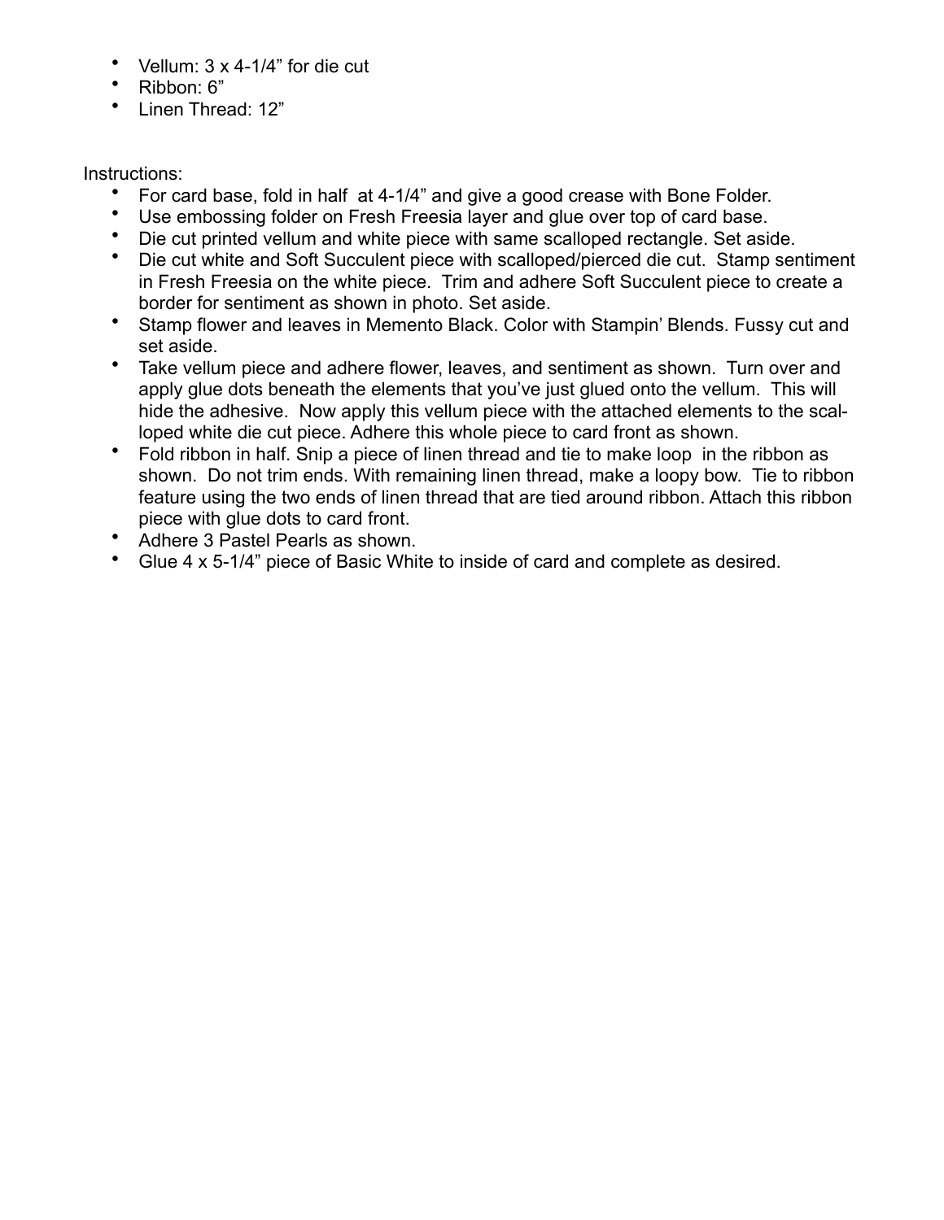- Vellum: 3 x 4-1/4" for die cut
- Ribbon: 6"
- Linen Thread: 12"

Instructions:

- For card base, fold in half at 4-1/4" and give a good crease with Bone Folder.
- Use embossing folder on Fresh Freesia layer and glue over top of card base.
- Die cut printed vellum and white piece with same scalloped rectangle. Set aside.
- Die cut white and Soft Succulent piece with scalloped/pierced die cut. Stamp sentiment in Fresh Freesia on the white piece. Trim and adhere Soft Succulent piece to create a border for sentiment as shown in photo. Set aside.
- Stamp flower and leaves in Memento Black. Color with Stampin' Blends. Fussy cut and set aside.
- Take vellum piece and adhere flower, leaves, and sentiment as shown. Turn over and apply glue dots beneath the elements that you've just glued onto the vellum. This will hide the adhesive. Now apply this vellum piece with the attached elements to the scalloped white die cut piece. Adhere this whole piece to card front as shown.
- Fold ribbon in half. Snip a piece of linen thread and tie to make loop in the ribbon as shown. Do not trim ends. With remaining linen thread, make a loopy bow. Tie to ribbon feature using the two ends of linen thread that are tied around ribbon. Attach this ribbon piece with glue dots to card front.
- Adhere 3 Pastel Pearls as shown.
- Glue 4 x 5-1/4" piece of Basic White to inside of card and complete as desired.